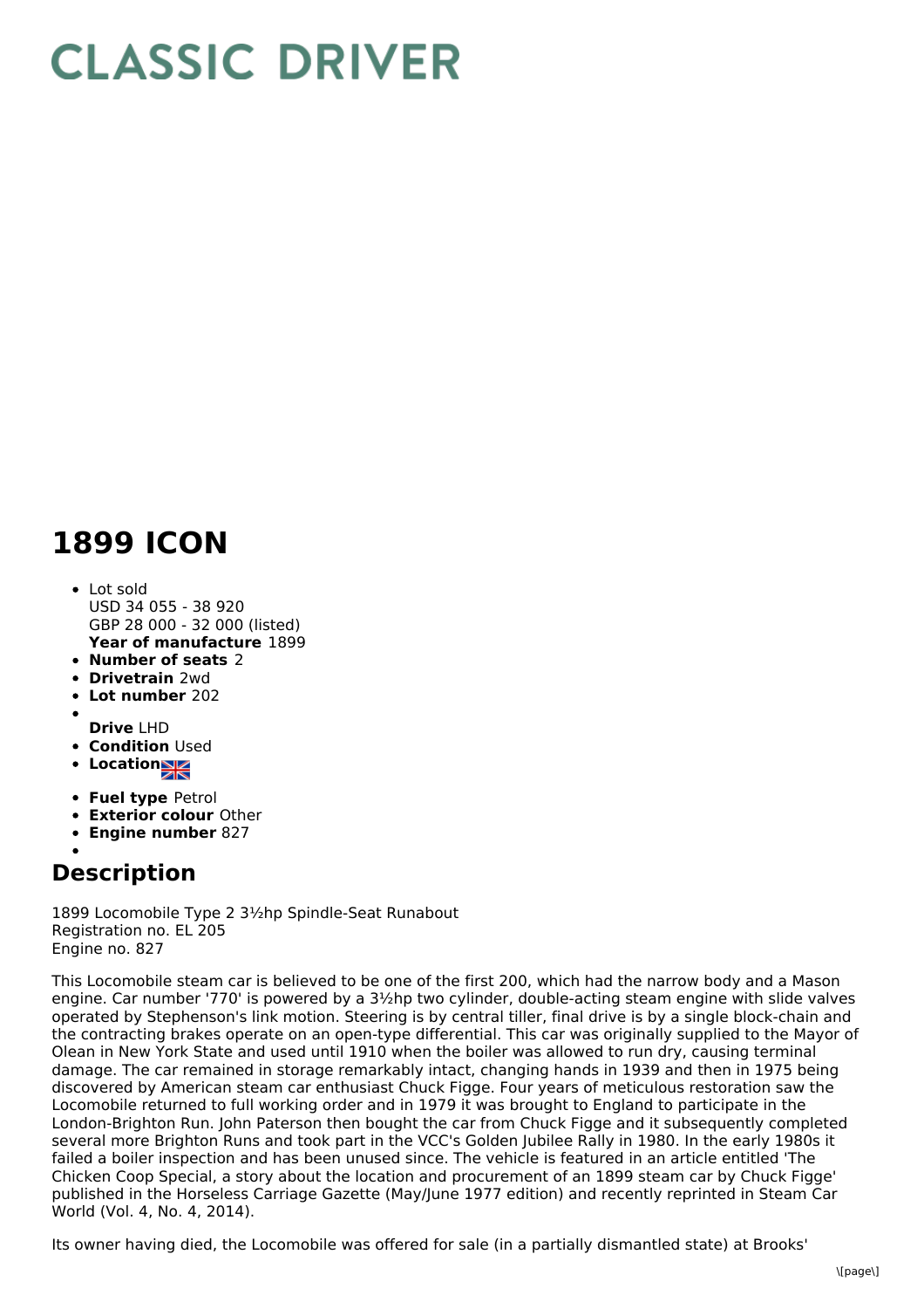# CLASSIC DRIVER

## 1899 ICON

- Lot sold
  USD 34 055 - 38 920
  GBP 28 000 - 32 000 (listed)
  **Year of manufacture** 1899
- **Number of seats** 2
- **Drivetrain** 2wd
- **Lot number** 202
- **Drive** LHD
- **Condition** Used
- **Location**
- **Fuel type** Petrol
- **Exterior colour** Other
- **Engine number** 827

## Description

1899 Locomobile Type 2 3½hp Spindle-Seat Runabout
Registration no. EL 205
Engine no. 827

This Locomobile steam car is believed to be one of the first 200, which had the narrow body and a Mason engine. Car number '770' is powered by a 3½hp two cylinder, double-acting steam engine with slide valves operated by Stephenson's link motion. Steering is by central tiller, final drive is by a single block-chain and the contracting brakes operate on an open-type differential. This car was originally supplied to the Mayor of Olean in New York State and used until 1910 when the boiler was allowed to run dry, causing terminal damage. The car remained in storage remarkably intact, changing hands in 1939 and then in 1975 being discovered by American steam car enthusiast Chuck Figge. Four years of meticulous restoration saw the Locomobile returned to full working order and in 1979 it was brought to England to participate in the London-Brighton Run. John Paterson then bought the car from Chuck Figge and it subsequently completed several more Brighton Runs and took part in the VCC's Golden Jubilee Rally in 1980. In the early 1980s it failed a boiler inspection and has been unused since. The vehicle is featured in an article entitled 'The Chicken Coop Special, a story about the location and procurement of an 1899 steam car by Chuck Figge' published in the Horseless Carriage Gazette (May/June 1977 edition) and recently reprinted in Steam Car World (Vol. 4, No. 4, 2014).

Its owner having died, the Locomobile was offered for sale (in a partially dismantled state) at Brooks'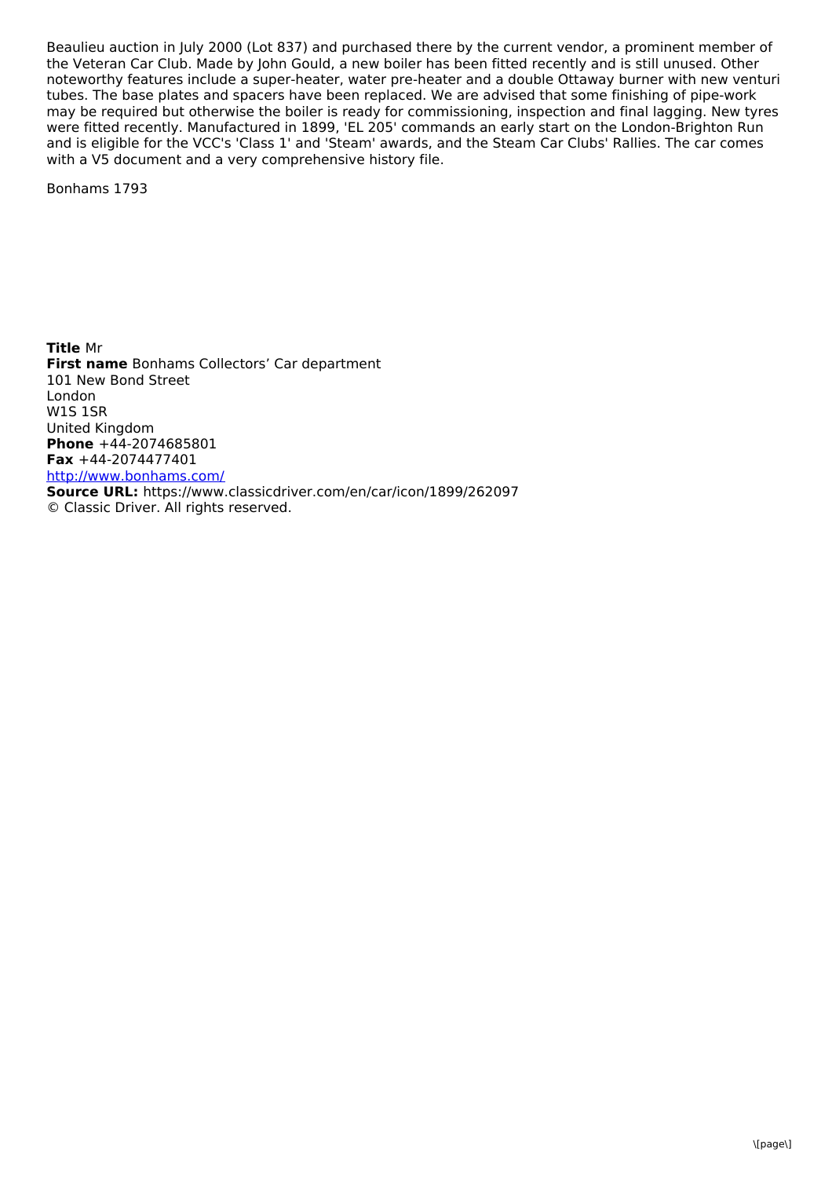Beaulieu auction in July 2000 (Lot 837) and purchased there by the current vendor, a prominent member of the Veteran Car Club. Made by John Gould, a new boiler has been fitted recently and is still unused. Other noteworthy features include a super-heater, water pre-heater and a double Ottaway burner with new venturi tubes. The base plates and spacers have been replaced. We are advised that some finishing of pipe-work may be required but otherwise the boiler is ready for commissioning, inspection and final lagging. New tyres were fitted recently. Manufactured in 1899, 'EL 205' commands an early start on the London-Brighton Run and is eligible for the VCC's 'Class 1' and 'Steam' awards, and the Steam Car Clubs' Rallies. The car comes with a V5 document and a very comprehensive history file.

Bonhams 1793

**Title** Mr
**First name** Bonhams Collectors' Car department
101 New Bond Street
London
W1S 1SR
United Kingdom
**Phone** +44-2074685801
**Fax** +44-2074477401
[http://www.bonhams.com/](http://www.bonhams.com/)
**Source URL:** https://www.classicdriver.com/en/car/icon/1899/262097
© Classic Driver. All rights reserved.